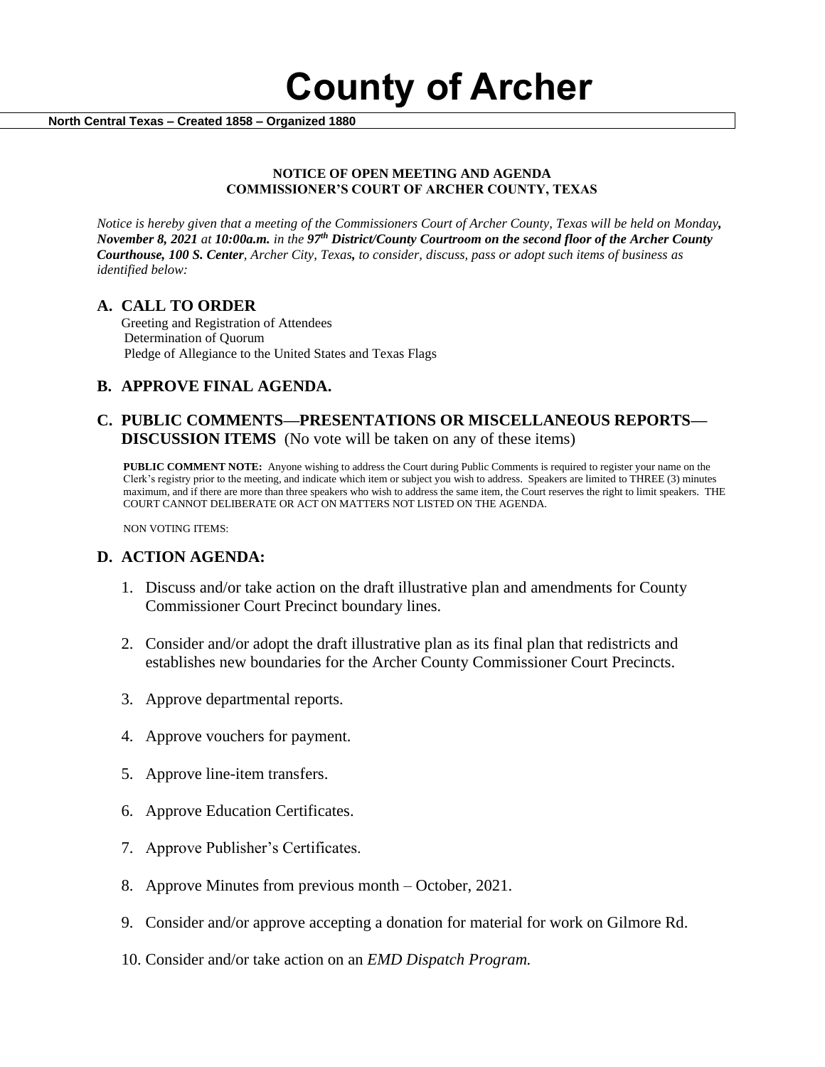# County of Archer

**North Central Texas – Created 1858 – Organized 1880**

**NOTICE OF OPEN MEETING AND AGENDA**
**COMMISSIONER'S COURT OF ARCHER COUNTY, TEXAS**

*Notice is hereby given that a meeting of the Commissioners Court of Archer County, Texas will be held on Monday, **November 8, 2021** at **10:00a.m.** in the **97th District/County Courtroom on the second floor of the Archer County Courthouse, 100 S. Center**, Archer City, Texas, to consider, discuss, pass or adopt such items of business as identified below:*

## A. CALL TO ORDER

Greeting and Registration of Attendees
Determination of Quorum
Pledge of Allegiance to the United States and Texas Flags

## B. APPROVE FINAL AGENDA.

## C. PUBLIC COMMENTS—PRESENTATIONS OR MISCELLANEOUS REPORTS—DISCUSSION ITEMS (No vote will be taken on any of these items)

**PUBLIC COMMENT NOTE:** Anyone wishing to address the Court during Public Comments is required to register your name on the Clerk's registry prior to the meeting, and indicate which item or subject you wish to address. Speakers are limited to THREE (3) minutes maximum, and if there are more than three speakers who wish to address the same item, the Court reserves the right to limit speakers. THE COURT CANNOT DELIBERATE OR ACT ON MATTERS NOT LISTED ON THE AGENDA.

NON VOTING ITEMS:

## D. ACTION AGENDA:

1. Discuss and/or take action on the draft illustrative plan and amendments for County Commissioner Court Precinct boundary lines.
2. Consider and/or adopt the draft illustrative plan as its final plan that redistricts and establishes new boundaries for the Archer County Commissioner Court Precincts.
3. Approve departmental reports.
4. Approve vouchers for payment.
5. Approve line-item transfers.
6. Approve Education Certificates.
7. Approve Publisher's Certificates.
8. Approve Minutes from previous month – October, 2021.
9. Consider and/or approve accepting a donation for material for work on Gilmore Rd.
10. Consider and/or take action on an *EMD Dispatch Program.*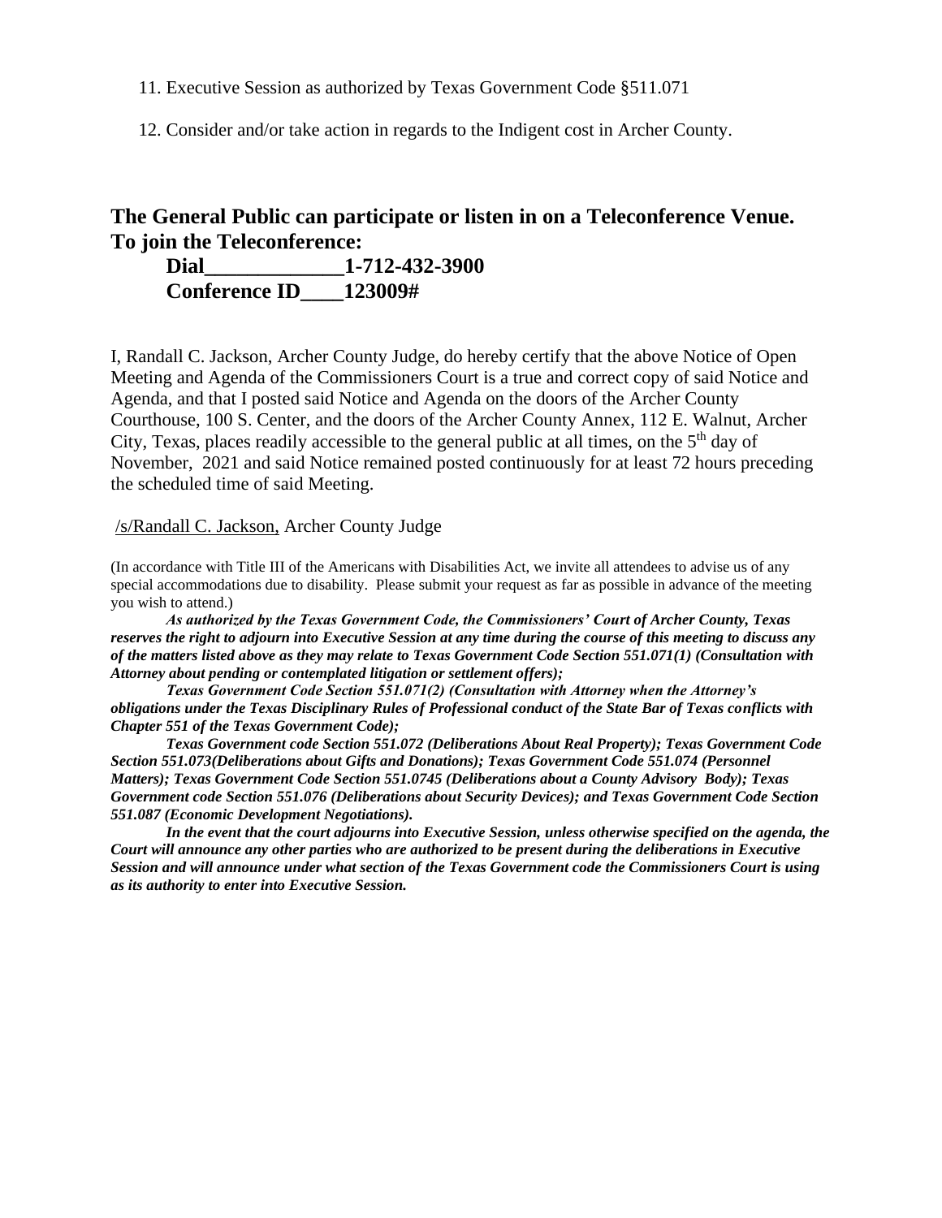11. Executive Session as authorized by Texas Government Code §511.071

12. Consider and/or take action in regards to the Indigent cost in Archer County.

**The General Public can participate or listen in on a Teleconference Venue.**
**To join the Teleconference:**

**Dial_____________1-712-432-3900**
**Conference ID____123009#**

I, Randall C. Jackson, Archer County Judge, do hereby certify that the above Notice of Open Meeting and Agenda of the Commissioners Court is a true and correct copy of said Notice and Agenda, and that I posted said Notice and Agenda on the doors of the Archer County Courthouse, 100 S. Center, and the doors of the Archer County Annex, 112 E. Walnut, Archer City, Texas, places readily accessible to the general public at all times, on the 5th day of November, 2021 and said Notice remained posted continuously for at least 72 hours preceding the scheduled time of said Meeting.

/s/Randall C. Jackson, Archer County Judge

(In accordance with Title III of the Americans with Disabilities Act, we invite all attendees to advise us of any special accommodations due to disability. Please submit your request as far as possible in advance of the meeting you wish to attend.)

***As authorized by the Texas Government Code, the Commissioners' Court of Archer County, Texas reserves the right to adjourn into Executive Session at any time during the course of this meeting to discuss any of the matters listed above as they may relate to Texas Government Code Section 551.071(1) (Consultation with Attorney about pending or contemplated litigation or settlement offers);***

***Texas Government Code Section 551.071(2) (Consultation with Attorney when the Attorney's obligations under the Texas Disciplinary Rules of Professional conduct of the State Bar of Texas conflicts with Chapter 551 of the Texas Government Code);***

***Texas Government code Section 551.072 (Deliberations About Real Property); Texas Government Code Section 551.073(Deliberations about Gifts and Donations); Texas Government Code 551.074 (Personnel Matters); Texas Government Code Section 551.0745 (Deliberations about a County Advisory Body); Texas Government code Section 551.076 (Deliberations about Security Devices); and Texas Government Code Section 551.087 (Economic Development Negotiations).***

***In the event that the court adjourns into Executive Session, unless otherwise specified on the agenda, the Court will announce any other parties who are authorized to be present during the deliberations in Executive Session and will announce under what section of the Texas Government code the Commissioners Court is using as its authority to enter into Executive Session.***